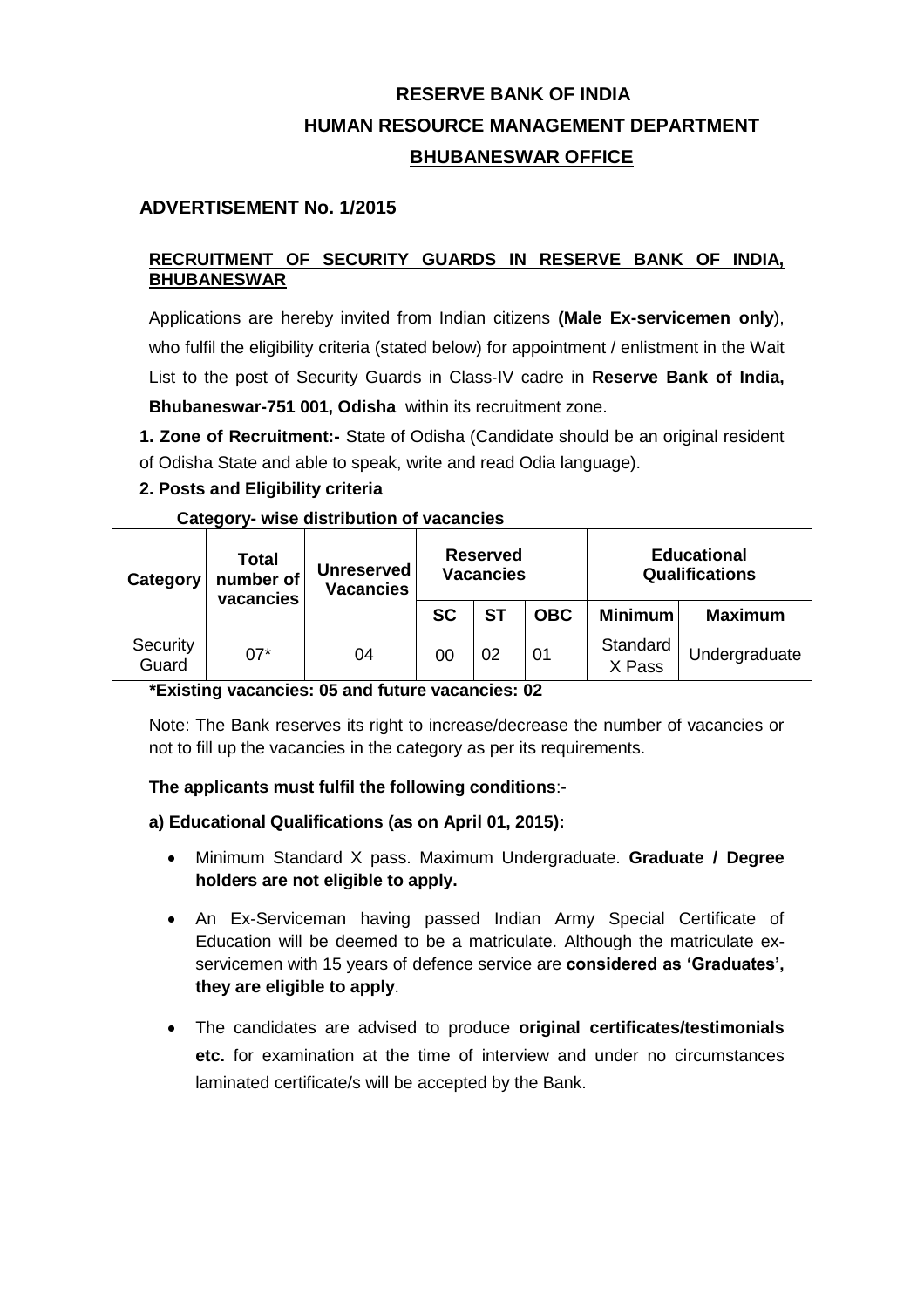# RESERVE BANK OF INDIA
## HUMAN RESOURCE MANAGEMENT DEPARTMENT
## BHUBANESWAR OFFICE

### ADVERTISEMENT No. 1/2015

**RECRUITMENT OF SECURITY GUARDS IN RESERVE BANK OF INDIA, BHUBANESWAR**

Applications are hereby invited from Indian citizens **(Male Ex-servicemen only**), who fulfil the eligibility criteria (stated below) for appointment / enlistment in the Wait List to the post of Security Guards in Class-IV cadre in **Reserve Bank of India, Bhubaneswar-751 001, Odisha** within its recruitment zone.

**1. Zone of Recruitment:-** State of Odisha (Candidate should be an original resident of Odisha State and able to speak, write and read Odia language).

**2. Posts and Eligibility criteria**

**Category- wise distribution of vacancies**

| Category | Total number of vacancies | Unreserved Vacancies | Reserved Vacancies | | | Educational Qualifications | |
|---|---|---|---|---|---|---|---|
| | | | SC | ST | OBC | Minimum | Maximum |
| Security Guard | 07* | 04 | 00 | 02 | 01 | Standard X Pass | Undergraduate |

**\*Existing vacancies: 05 and future vacancies: 02**

Note: The Bank reserves its right to increase/decrease the number of vacancies or not to fill up the vacancies in the category as per its requirements.

**The applicants must fulfil the following conditions**:-

**a) Educational Qualifications (as on April 01, 2015):**

- Minimum Standard X pass. Maximum Undergraduate. **Graduate / Degree holders are not eligible to apply.**
- An Ex-Serviceman having passed Indian Army Special Certificate of Education will be deemed to be a matriculate. Although the matriculate ex-servicemen with 15 years of defence service are **considered as 'Graduates', they are eligible to apply**.
- The candidates are advised to produce **original certificates/testimonials etc.** for examination at the time of interview and under no circumstances laminated certificate/s will be accepted by the Bank.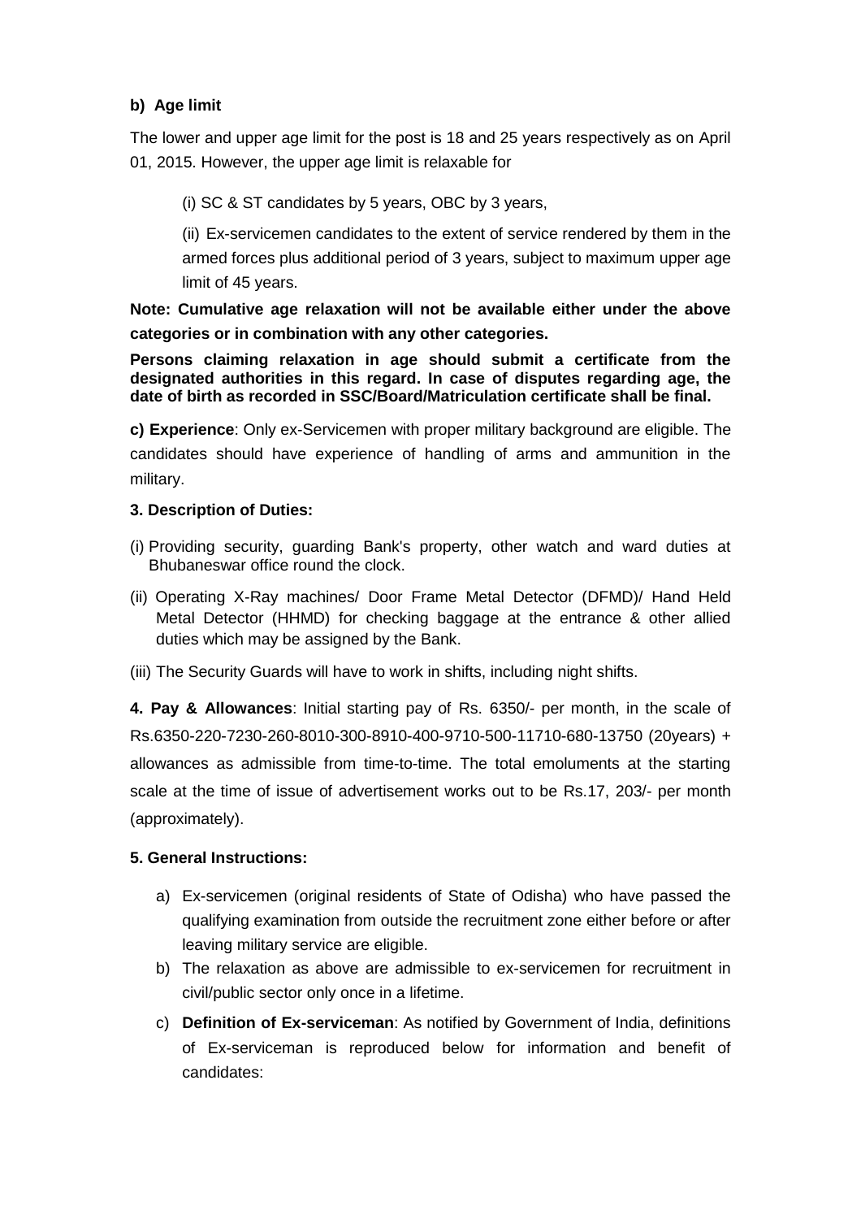**b) Age limit**

The lower and upper age limit for the post is 18 and 25 years respectively as on April 01, 2015. However, the upper age limit is relaxable for

(i) SC & ST candidates by 5 years, OBC by 3 years,

(ii) Ex-servicemen candidates to the extent of service rendered by them in the armed forces plus additional period of 3 years, subject to maximum upper age limit of 45 years.

**Note: Cumulative age relaxation will not be available either under the above categories or in combination with any other categories.**

**Persons claiming relaxation in age should submit a certificate from the designated authorities in this regard. In case of disputes regarding age, the date of birth as recorded in SSC/Board/Matriculation certificate shall be final.**

**c) Experience**: Only ex-Servicemen with proper military background are eligible. The candidates should have experience of handling of arms and ammunition in the military.

**3. Description of Duties:**

(i) Providing security, guarding Bank's property, other watch and ward duties at Bhubaneswar office round the clock.

(ii) Operating X-Ray machines/ Door Frame Metal Detector (DFMD)/ Hand Held Metal Detector (HHMD) for checking baggage at the entrance & other allied duties which may be assigned by the Bank.

(iii) The Security Guards will have to work in shifts, including night shifts.

**4. Pay & Allowances**: Initial starting pay of Rs. 6350/- per month, in the scale of Rs.6350-220-7230-260-8010-300-8910-400-9710-500-11710-680-13750 (20years) + allowances as admissible from time-to-time. The total emoluments at the starting scale at the time of issue of advertisement works out to be Rs.17, 203/- per month (approximately).

**5. General Instructions:**

a) Ex-servicemen (original residents of State of Odisha) who have passed the qualifying examination from outside the recruitment zone either before or after leaving military service are eligible.

b) The relaxation as above are admissible to ex-servicemen for recruitment in civil/public sector only once in a lifetime.

c) **Definition of Ex-serviceman**: As notified by Government of India, definitions of Ex-serviceman is reproduced below for information and benefit of candidates: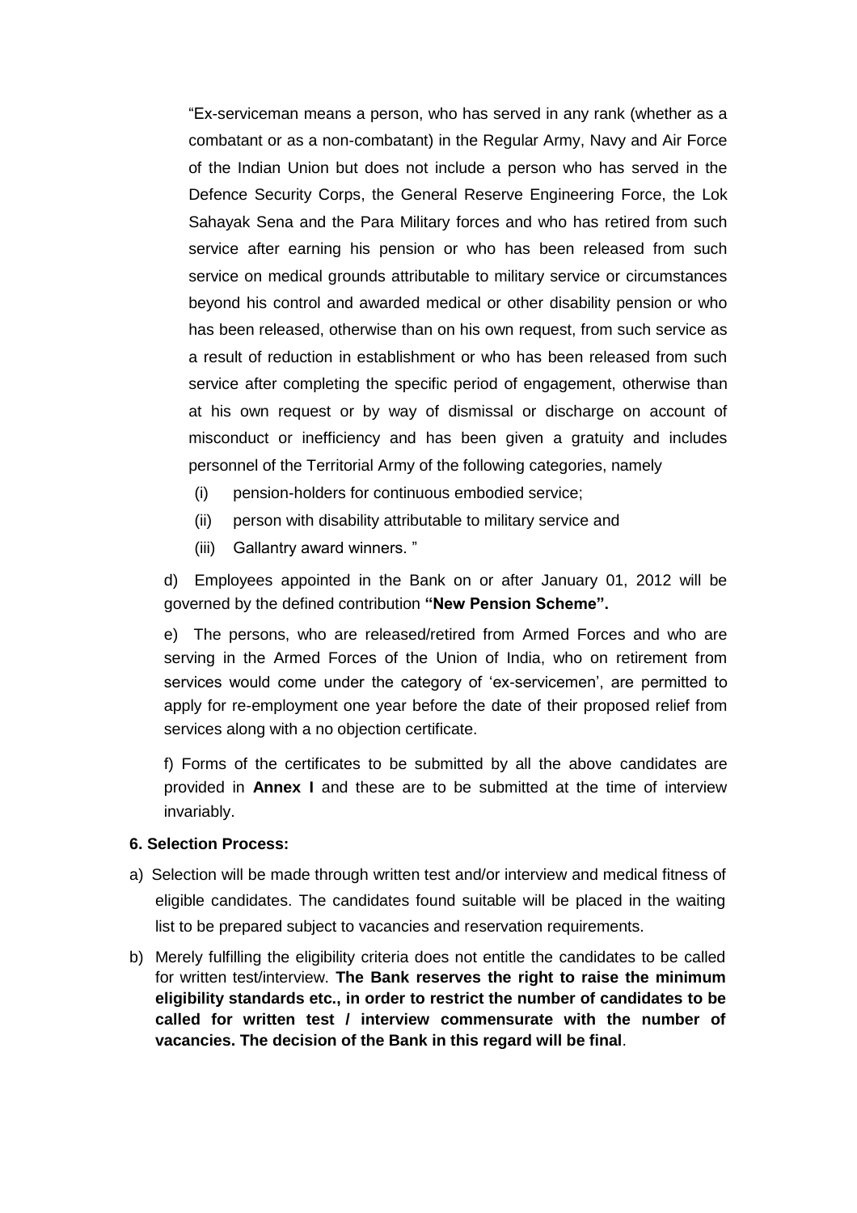"Ex-serviceman means a person, who has served in any rank (whether as a combatant or as a non-combatant) in the Regular Army, Navy and Air Force of the Indian Union but does not include a person who has served in the Defence Security Corps, the General Reserve Engineering Force, the Lok Sahayak Sena and the Para Military forces and who has retired from such service after earning his pension or who has been released from such service on medical grounds attributable to military service or circumstances beyond his control and awarded medical or other disability pension or who has been released, otherwise than on his own request, from such service as a result of reduction in establishment or who has been released from such service after completing the specific period of engagement, otherwise than at his own request or by way of dismissal or discharge on account of misconduct or inefficiency and has been given a gratuity and includes personnel of the Territorial Army of the following categories, namely

(i) pension-holders for continuous embodied service;
(ii) person with disability attributable to military service and
(iii) Gallantry award winners. "

d) Employees appointed in the Bank on or after January 01, 2012 will be governed by the defined contribution **"New Pension Scheme".**

e) The persons, who are released/retired from Armed Forces and who are serving in the Armed Forces of the Union of India, who on retirement from services would come under the category of 'ex-servicemen', are permitted to apply for re-employment one year before the date of their proposed relief from services along with a no objection certificate.

f) Forms of the certificates to be submitted by all the above candidates are provided in **Annex I** and these are to be submitted at the time of interview invariably.

**6. Selection Process:**

a) Selection will be made through written test and/or interview and medical fitness of eligible candidates. The candidates found suitable will be placed in the waiting list to be prepared subject to vacancies and reservation requirements.

b) Merely fulfilling the eligibility criteria does not entitle the candidates to be called for written test/interview. **The Bank reserves the right to raise the minimum eligibility standards etc., in order to restrict the number of candidates to be called for written test / interview commensurate with the number of vacancies. The decision of the Bank in this regard will be final**.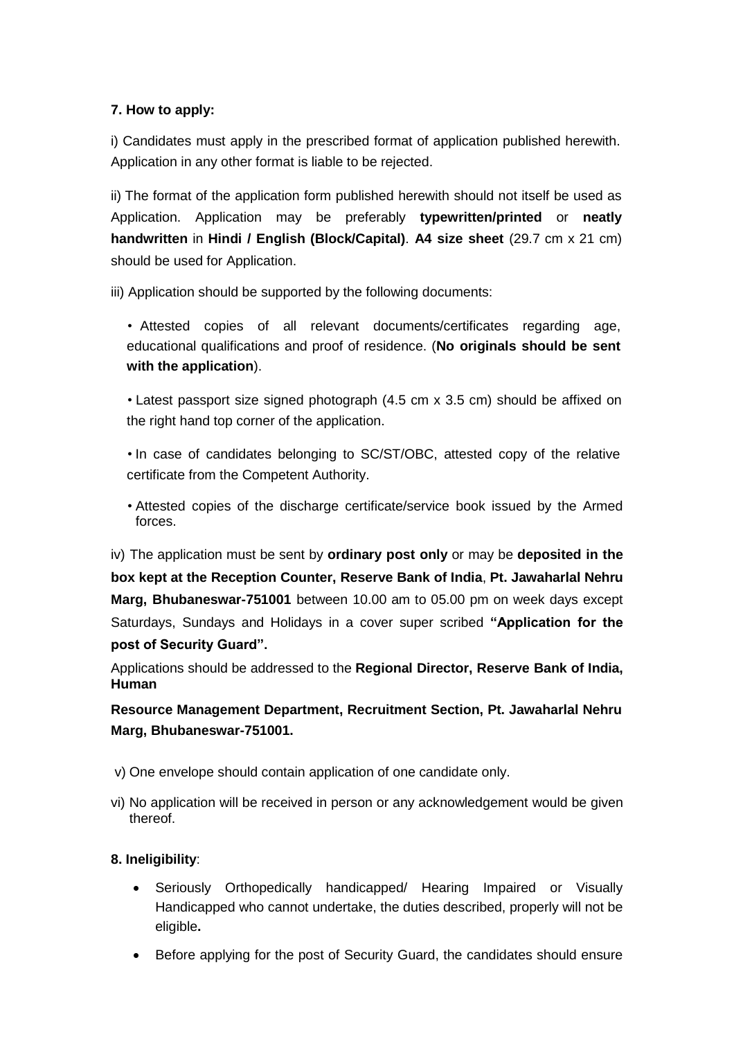**7. How to apply:**

i) Candidates must apply in the prescribed format of application published herewith. Application in any other format is liable to be rejected.

ii) The format of the application form published herewith should not itself be used as Application. Application may be preferably **typewritten/printed** or **neatly handwritten** in **Hindi / English (Block/Capital)**. **A4 size sheet** (29.7 cm x 21 cm) should be used for Application.

iii) Application should be supported by the following documents:

- Attested copies of all relevant documents/certificates regarding age, educational qualifications and proof of residence. (**No originals should be sent with the application**).
- Latest passport size signed photograph (4.5 cm x 3.5 cm) should be affixed on the right hand top corner of the application.
- In case of candidates belonging to SC/ST/OBC, attested copy of the relative certificate from the Competent Authority.
- Attested copies of the discharge certificate/service book issued by the Armed forces.

iv) The application must be sent by **ordinary post only** or may be **deposited in the box kept at the Reception Counter, Reserve Bank of India**, **Pt. Jawaharlal Nehru Marg, Bhubaneswar-751001** between 10.00 am to 05.00 pm on week days except Saturdays, Sundays and Holidays in a cover super scribed **"Application for the post of Security Guard".**

Applications should be addressed to the **Regional Director, Reserve Bank of India, Human Resource Management Department, Recruitment Section, Pt. Jawaharlal Nehru Marg, Bhubaneswar-751001.**

v) One envelope should contain application of one candidate only.

vi) No application will be received in person or any acknowledgement would be given thereof.

**8. Ineligibility**:

- Seriously Orthopedically handicapped/ Hearing Impaired or Visually Handicapped who cannot undertake, the duties described, properly will not be eligible**.**
- Before applying for the post of Security Guard, the candidates should ensure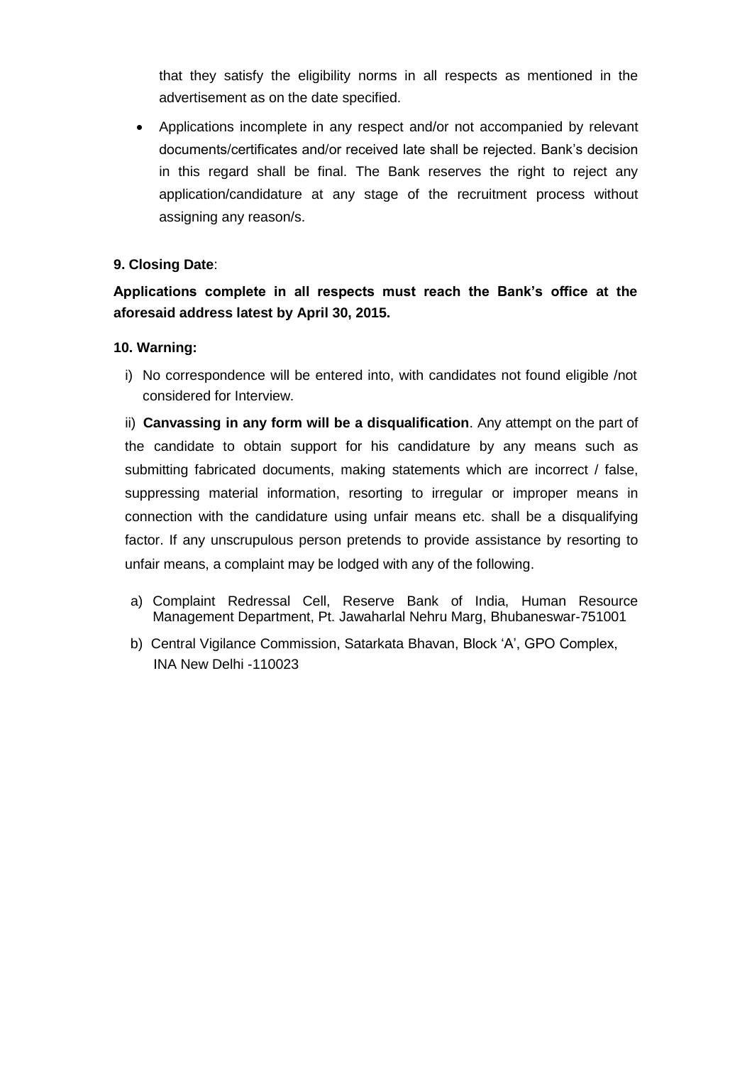that they satisfy the eligibility norms in all respects as mentioned in the advertisement as on the date specified.

- Applications incomplete in any respect and/or not accompanied by relevant documents/certificates and/or received late shall be rejected. Bank's decision in this regard shall be final. The Bank reserves the right to reject any application/candidature at any stage of the recruitment process without assigning any reason/s.

**9. Closing Date**:

**Applications complete in all respects must reach the Bank's office at the aforesaid address latest by April 30, 2015.**

**10. Warning:**

i) No correspondence will be entered into, with candidates not found eligible /not considered for Interview.

ii) **Canvassing in any form will be a disqualification**. Any attempt on the part of the candidate to obtain support for his candidature by any means such as submitting fabricated documents, making statements which are incorrect / false, suppressing material information, resorting to irregular or improper means in connection with the candidature using unfair means etc. shall be a disqualifying factor. If any unscrupulous person pretends to provide assistance by resorting to unfair means, a complaint may be lodged with any of the following.

a) Complaint Redressal Cell, Reserve Bank of India, Human Resource Management Department, Pt. Jawaharlal Nehru Marg, Bhubaneswar-751001

b) Central Vigilance Commission, Satarkata Bhavan, Block 'A', GPO Complex, INA New Delhi -110023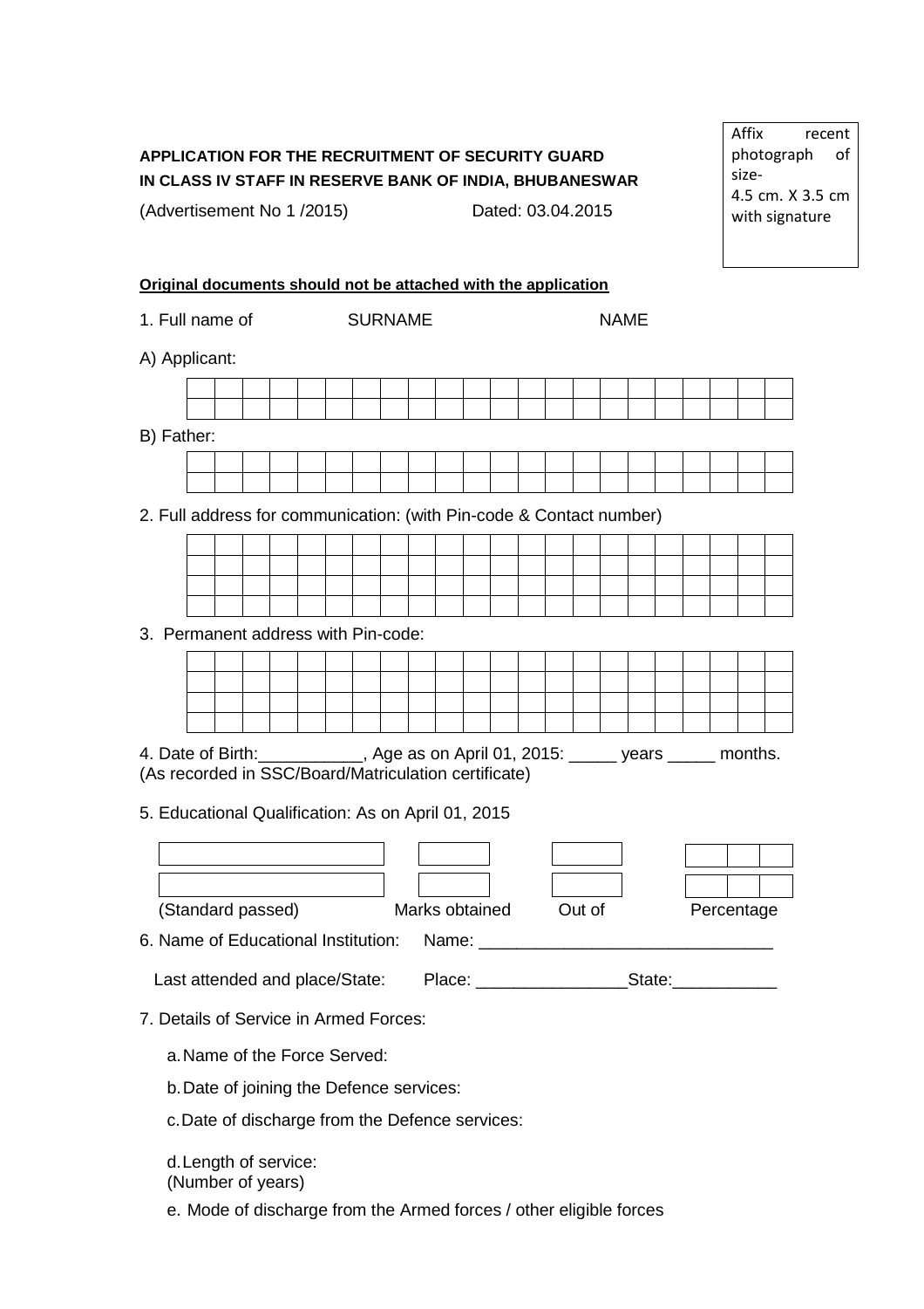Affix recent photograph of size- 4.5 cm. X 3.5 cm with signature

**APPLICATION FOR THE RECRUITMENT OF SECURITY GUARD IN CLASS IV STAFF IN RESERVE BANK OF INDIA, BHUBANESWAR**

(Advertisement No 1 /2015) Dated: 03.04.2015

**Original documents should not be attached with the application**

1. Full name of SURNAME NAME

A) Applicant:

| | | | | | | | | | | | | | | | | | | | | | |
|---|---|---|---|---|---|---|---|---|---|---|---|---|---|---|---|---|---|---|---|---|---|
| | | | | | | | | | | | | | | | | | | | | | |

B) Father:

| | | | | | | | | | | | | | | | | | | | | | |
|---|---|---|---|---|---|---|---|---|---|---|---|---|---|---|---|---|---|---|---|---|---|
| | | | | | | | | | | | | | | | | | | | | | |

2. Full address for communication: (with Pin-code & Contact number)

| | | | | | | | | | | | | | | | | | | | | | |
|---|---|---|---|---|---|---|---|---|---|---|---|---|---|---|---|---|---|---|---|---|---|
| | | | | | | | | | | | | | | | | | | | | | |
| | | | | | | | | | | | | | | | | | | | | | |
| | | | | | | | | | | | | | | | | | | | | | |

3. Permanent address with Pin-code:

| | | | | | | | | | | | | | | | | | | | | | |
|---|---|---|---|---|---|---|---|---|---|---|---|---|---|---|---|---|---|---|---|---|---|
| | | | | | | | | | | | | | | | | | | | | | |
| | | | | | | | | | | | | | | | | | | | | | |
| | | | | | | | | | | | | | | | | | | | | | |

4. Date of Birth:___________, Age as on April 01, 2015: _____ years _____ months.
(As recorded in SSC/Board/Matriculation certificate)

5. Educational Qualification: As on April 01, 2015

| (Standard passed) | Marks obtained | Out of | Percentage |
|---|---|---|---|
| | | | |
| | | | |

6. Name of Educational Institution: Name: ______________________________

Last attended and place/State: Place: ________________State:___________

7. Details of Service in Armed Forces:

a. Name of the Force Served:

b. Date of joining the Defence services:

c. Date of discharge from the Defence services:

d. Length of service:
(Number of years)

e. Mode of discharge from the Armed forces / other eligible forces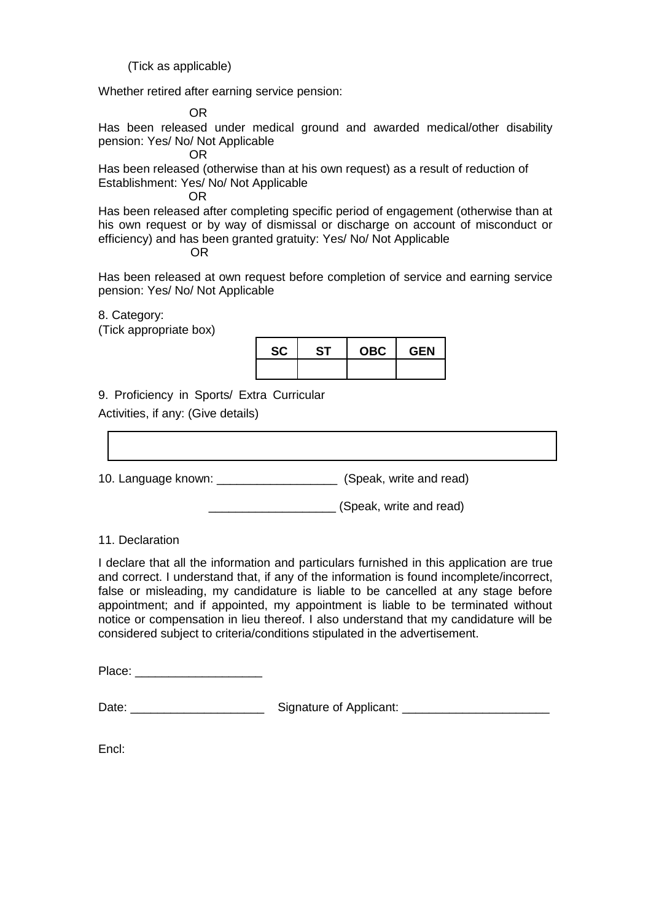(Tick as applicable)

Whether retired after earning service pension:

OR

Has been released under medical ground and awarded medical/other disability pension: Yes/ No/ Not Applicable

OR

Has been released (otherwise than at his own request) as a result of reduction of Establishment: Yes/ No/ Not Applicable

OR

Has been released after completing specific period of engagement (otherwise than at his own request or by way of dismissal or discharge on account of misconduct or efficiency) and has been granted gratuity: Yes/ No/ Not Applicable

OR

Has been released at own request before completion of service and earning service pension: Yes/ No/ Not Applicable

8. Category:
(Tick appropriate box)

| SC | ST | OBC | GEN |
|---|---|---|---|
| | | | |

9. Proficiency in Sports/ Extra Curricular Activities, if any: (Give details)

| |
|---|
| |

10. Language known: __________________ (Speak, write and read)

___________________ (Speak, write and read)

11. Declaration

I declare that all the information and particulars furnished in this application are true and correct. I understand that, if any of the information is found incomplete/incorrect, false or misleading, my candidature is liable to be cancelled at any stage before appointment; and if appointed, my appointment is liable to be terminated without notice or compensation in lieu thereof. I also understand that my candidature will be considered subject to criteria/conditions stipulated in the advertisement.

Place: ___________________

Date: ____________________ Signature of Applicant: ______________________

Encl: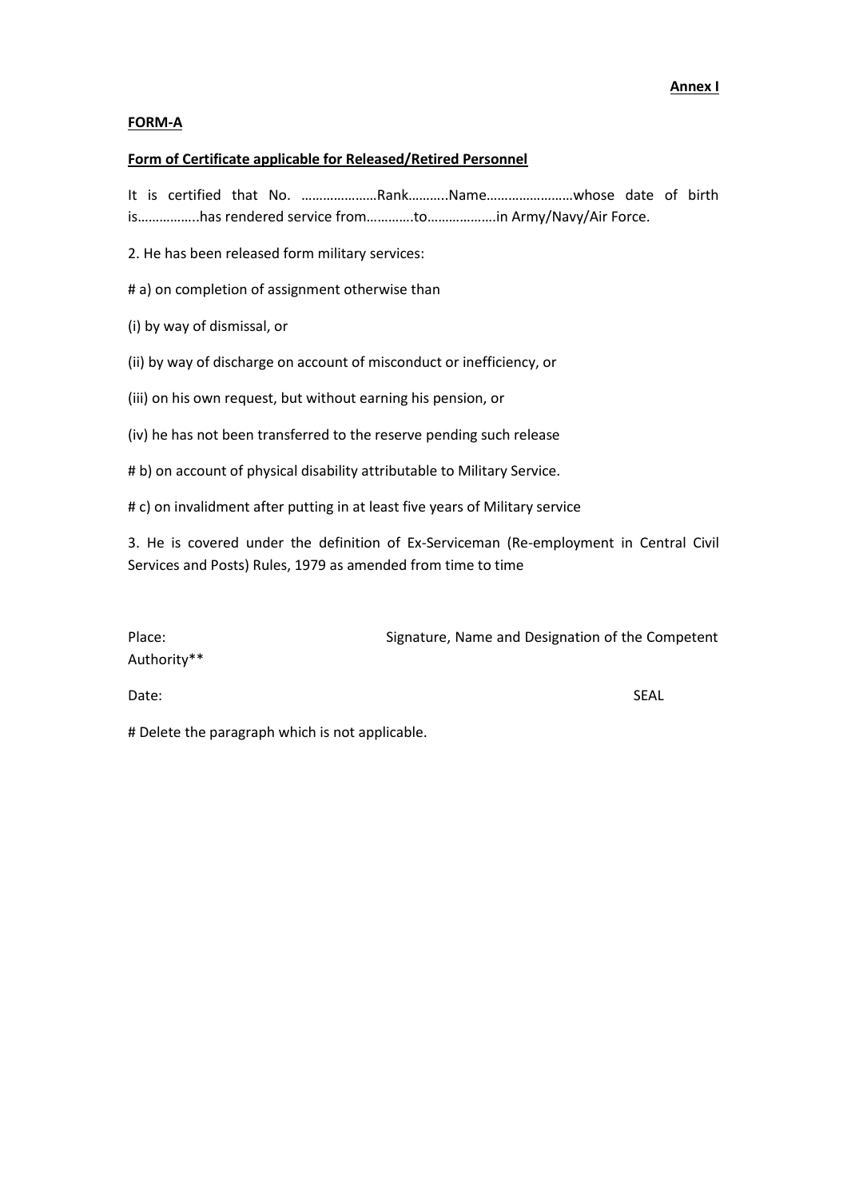**Annex I**

**FORM-A**

**Form of Certificate applicable for Released/Retired Personnel**

It is certified that No. …………………Rank………..Name……………………whose date of birth is……………..has rendered service from…………to……………….in Army/Navy/Air Force.

2. He has been released form military services:

# a) on completion of assignment otherwise than

(i) by way of dismissal, or

(ii) by way of discharge on account of misconduct or inefficiency, or

(iii) on his own request, but without earning his pension, or

(iv) he has not been transferred to the reserve pending such release

# b) on account of physical disability attributable to Military Service.

# c) on invalidment after putting in at least five years of Military service

3. He is covered under the definition of Ex-Serviceman (Re-employment in Central Civil Services and Posts) Rules, 1979 as amended from time to time

Place: Signature, Name and Designation of the Competent Authority**

Date: SEAL

# Delete the paragraph which is not applicable.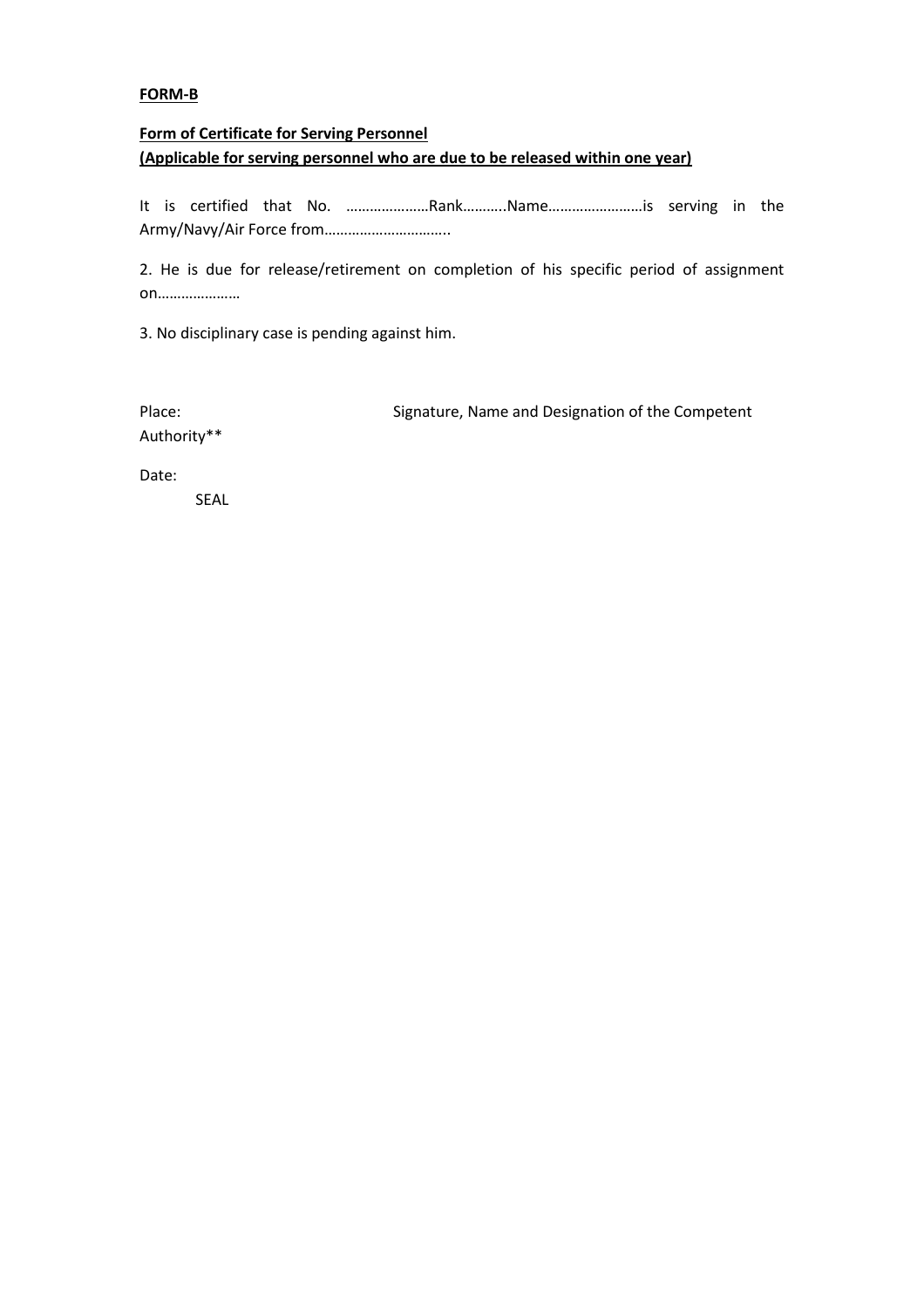**FORM-B**

**Form of Certificate for Serving Personnel**
**(Applicable for serving personnel who are due to be released within one year)**

It is certified that No. …………………Rank………..Name……………………is serving in the Army/Navy/Air Force from…………………………..

2. He is due for release/retirement on completion of his specific period of assignment on…………………

3. No disciplinary case is pending against him.

Place: Signature, Name and Designation of the Competent Authority**

Date:

SEAL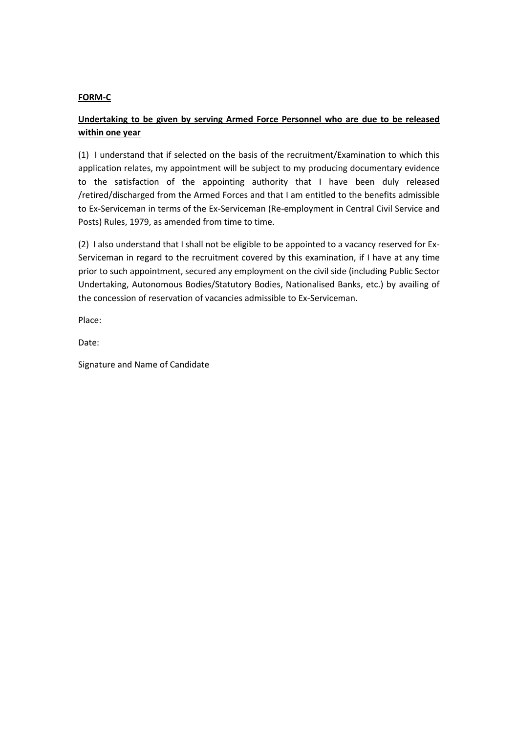**FORM-C**

**Undertaking to be given by serving Armed Force Personnel who are due to be released within one year**

(1) I understand that if selected on the basis of the recruitment/Examination to which this application relates, my appointment will be subject to my producing documentary evidence to the satisfaction of the appointing authority that I have been duly released /retired/discharged from the Armed Forces and that I am entitled to the benefits admissible to Ex-Serviceman in terms of the Ex-Serviceman (Re-employment in Central Civil Service and Posts) Rules, 1979, as amended from time to time.

(2) I also understand that I shall not be eligible to be appointed to a vacancy reserved for Ex-Serviceman in regard to the recruitment covered by this examination, if I have at any time prior to such appointment, secured any employment on the civil side (including Public Sector Undertaking, Autonomous Bodies/Statutory Bodies, Nationalised Banks, etc.) by availing of the concession of reservation of vacancies admissible to Ex-Serviceman.

Place:

Date:

Signature and Name of Candidate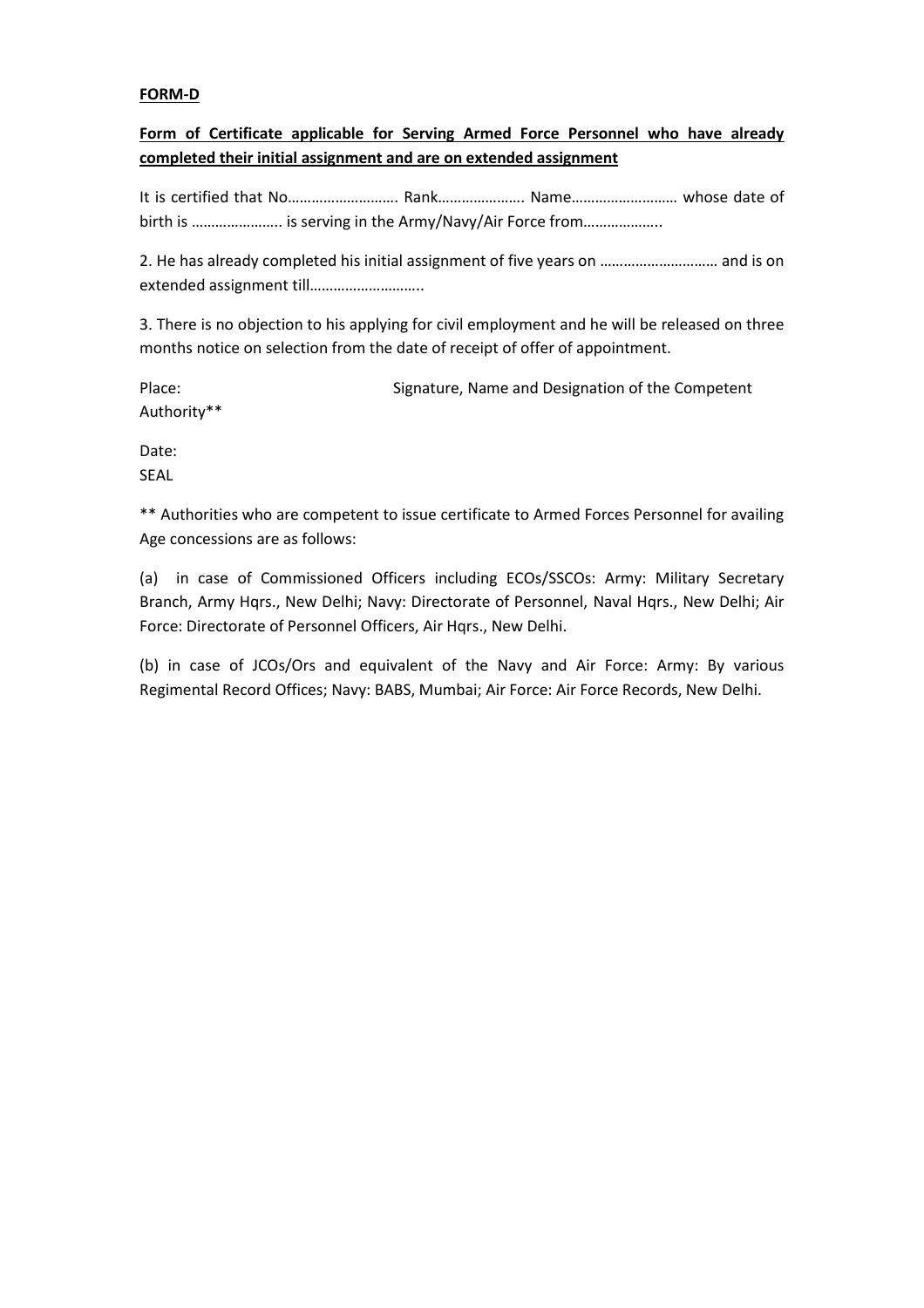**FORM-D**

**Form of Certificate applicable for Serving Armed Force Personnel who have already completed their initial assignment and are on extended assignment**

It is certified that No………………………. Rank…………………. Name……………………… whose date of birth is ………………….. is serving in the Army/Navy/Air Force from………………..

2. He has already completed his initial assignment of five years on ………………………… and is on extended assignment till………………………..

3. There is no objection to his applying for civil employment and he will be released on three months notice on selection from the date of receipt of offer of appointment.

Place: Signature, Name and Designation of the Competent Authority**

Date:
SEAL

** Authorities who are competent to issue certificate to Armed Forces Personnel for availing Age concessions are as follows:

(a) in case of Commissioned Officers including ECOs/SSCOs: Army: Military Secretary Branch, Army Hqrs., New Delhi; Navy: Directorate of Personnel, Naval Hqrs., New Delhi; Air Force: Directorate of Personnel Officers, Air Hqrs., New Delhi.

(b) in case of JCOs/Ors and equivalent of the Navy and Air Force: Army: By various Regimental Record Offices; Navy: BABS, Mumbai; Air Force: Air Force Records, New Delhi.